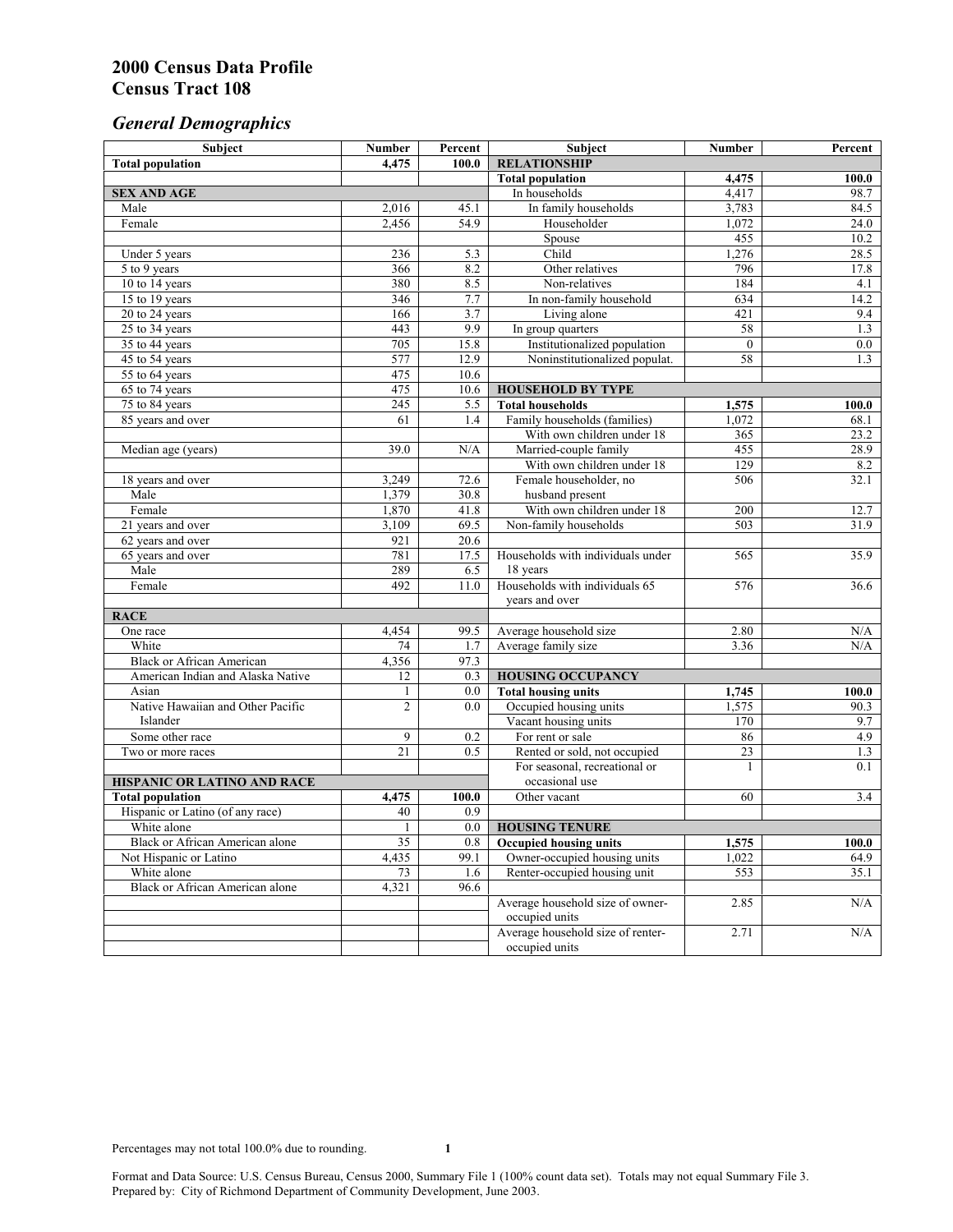# 2000 Census Data Profile
# Census Tract 108

## *General Demographics*

| Subject | Number | Percent |
|---|---|---|
| **Total population** | **4,475** | **100.0** |
| | | |
| **SEX AND AGE** | | |
| Male | 2,016 | 45.1 |
| Female | 2,456 | 54.9 |
| | | |
| Under 5 years | 236 | 5.3 |
| 5 to 9 years | 366 | 8.2 |
| 10 to 14 years | 380 | 8.5 |
| 15 to 19 years | 346 | 7.7 |
| 20 to 24 years | 166 | 3.7 |
| 25 to 34 years | 443 | 9.9 |
| 35 to 44 years | 705 | 15.8 |
| 45 to 54 years | 577 | 12.9 |
| 55 to 64 years | 475 | 10.6 |
| 65 to 74 years | 475 | 10.6 |
| 75 to 84 years | 245 | 5.5 |
| 85 years and over | 61 | 1.4 |
| | | |
| Median age (years) | 39.0 | N/A |
| | | |
| 18 years and over | 3,249 | 72.6 |
| Male | 1,379 | 30.8 |
| Female | 1,870 | 41.8 |
| 21 years and over | 3,109 | 69.5 |
| 62 years and over | 921 | 20.6 |
| 65 years and over | 781 | 17.5 |
| Male | 289 | 6.5 |
| Female | 492 | 11.0 |
| | | |
| **RACE** | | |
| One race | 4,454 | 99.5 |
| White | 74 | 1.7 |
| Black or African American | 4,356 | 97.3 |
| American Indian and Alaska Native | 12 | 0.3 |
| Asian | 1 | 0.0 |
| Native Hawaiian and Other Pacific Islander | 2 | 0.0 |
| Some other race | 9 | 0.2 |
| Two or more races | 21 | 0.5 |
| | | |
| **HISPANIC OR LATINO AND RACE** | | |
| **Total population** | **4,475** | **100.0** |
| Hispanic or Latino (of any race) | 40 | 0.9 |
| White alone | 1 | 0.0 |
| Black or African American alone | 35 | 0.8 |
| Not Hispanic or Latino | 4,435 | 99.1 |
| White alone | 73 | 1.6 |
| Black or African American alone | 4,321 | 96.6 |

| Subject | Number | Percent |
|---|---|---|
| **RELATIONSHIP** | | |
| **Total population** | **4,475** | **100.0** |
| In households | 4,417 | 98.7 |
| In family households | 3,783 | 84.5 |
| Householder | 1,072 | 24.0 |
| Spouse | 455 | 10.2 |
| Child | 1,276 | 28.5 |
| Other relatives | 796 | 17.8 |
| Non-relatives | 184 | 4.1 |
| In non-family household | 634 | 14.2 |
| Living alone | 421 | 9.4 |
| In group quarters | 58 | 1.3 |
| Institutionalized population | 0 | 0.0 |
| Noninstitutionalized populat. | 58 | 1.3 |
| | | |
| **HOUSEHOLD BY TYPE** | | |
| **Total households** | **1,575** | **100.0** |
| Family households (families) | 1,072 | 68.1 |
| With own children under 18 | 365 | 23.2 |
| Married-couple family | 455 | 28.9 |
| With own children under 18 | 129 | 8.2 |
| Female householder, no husband present | 506 | 32.1 |
| With own children under 18 | 200 | 12.7 |
| Non-family households | 503 | 31.9 |
| | | |
| Households with individuals under 18 years | 565 | 35.9 |
| Households with individuals 65 years and over | 576 | 36.6 |
| | | |
| Average household size | 2.80 | N/A |
| Average family size | 3.36 | N/A |
| | | |
| **HOUSING OCCUPANCY** | | |
| **Total housing units** | **1,745** | **100.0** |
| Occupied housing units | 1,575 | 90.3 |
| Vacant housing units | 170 | 9.7 |
| For rent or sale | 86 | 4.9 |
| Rented or sold, not occupied | 23 | 1.3 |
| For seasonal, recreational or occasional use | 1 | 0.1 |
| Other vacant | 60 | 3.4 |
| | | |
| **HOUSING TENURE** | | |
| **Occupied housing units** | **1,575** | **100.0** |
| Owner-occupied housing units | 1,022 | 64.9 |
| Renter-occupied housing unit | 553 | 35.1 |
| | | |
| Average household size of owner-occupied units | 2.85 | N/A |
| Average household size of renter-occupied units | 2.71 | N/A |

Percentages may not total 100.0% due to rounding.

Format and Data Source: U.S. Census Bureau, Census 2000, Summary File 1 (100% count data set). Totals may not equal Summary File 3.
Prepared by: City of Richmond Department of Community Development, June 2003.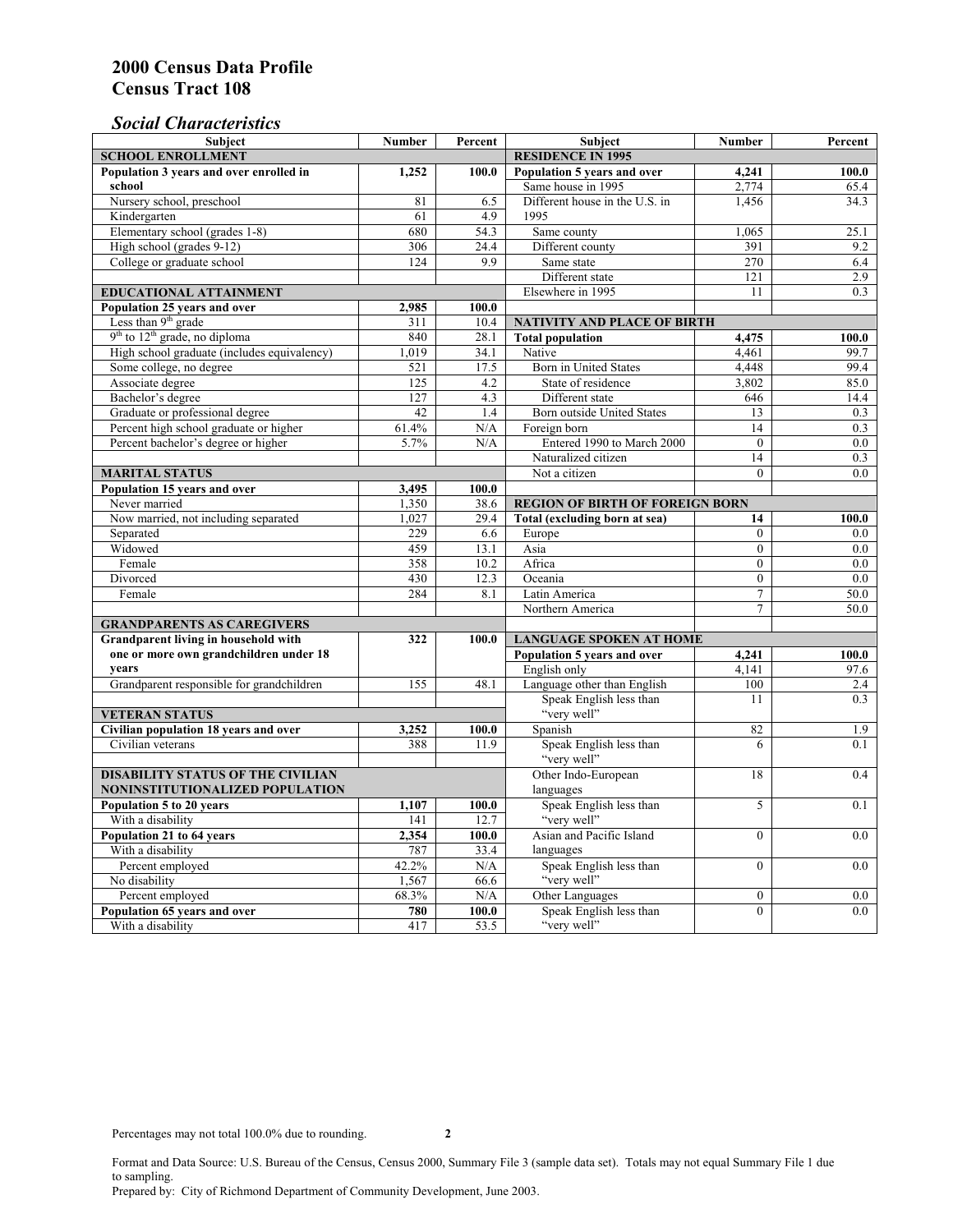# 2000 Census Data Profile
# Census Tract 108

## *Social Characteristics*

| Subject | Number | Percent |
|---|---|---|
| **SCHOOL ENROLLMENT** | | |
| **Population 3 years and over enrolled in school** | **1,252** | **100.0** |
| Nursery school, preschool | 81 | 6.5 |
| Kindergarten | 61 | 4.9 |
| Elementary school (grades 1-8) | 680 | 54.3 |
| High school (grades 9-12) | 306 | 24.4 |
| College or graduate school | 124 | 9.9 |
| **EDUCATIONAL ATTAINMENT** | | |
| **Population 25 years and over** | **2,985** | **100.0** |
| Less than 9th grade | 311 | 10.4 |
| 9th to 12th grade, no diploma | 840 | 28.1 |
| High school graduate (includes equivalency) | 1,019 | 34.1 |
| Some college, no degree | 521 | 17.5 |
| Associate degree | 125 | 4.2 |
| Bachelor's degree | 127 | 4.3 |
| Graduate or professional degree | 42 | 1.4 |
| Percent high school graduate or higher | 61.4% | N/A |
| Percent bachelor's degree or higher | 5.7% | N/A |
| **MARITAL STATUS** | | |
| **Population 15 years and over** | **3,495** | **100.0** |
| Never married | 1,350 | 38.6 |
| Now married, not including separated | 1,027 | 29.4 |
| Separated | 229 | 6.6 |
| Widowed | 459 | 13.1 |
| Female | 358 | 10.2 |
| Divorced | 430 | 12.3 |
| Female | 284 | 8.1 |
| **GRANDPARENTS AS CAREGIVERS** | | |
| **Grandparent living in household with one or more own grandchildren under 18 years** | **322** | **100.0** |
| Grandparent responsible for grandchildren | 155 | 48.1 |
| **VETERAN STATUS** | | |
| **Civilian population 18 years and over** | **3,252** | **100.0** |
| Civilian veterans | 388 | 11.9 |
| **DISABILITY STATUS OF THE CIVILIAN NONINSTITUTIONALIZED POPULATION** | | |
| **Population 5 to 20 years** | **1,107** | **100.0** |
| With a disability | 141 | 12.7 |
| **Population 21 to 64 years** | **2,354** | **100.0** |
| With a disability | 787 | 33.4 |
| Percent employed | 42.2% | N/A |
| No disability | 1,567 | 66.6 |
| Percent employed | 68.3% | N/A |
| **Population 65 years and over** | **780** | **100.0** |
| With a disability | 417 | 53.5 |

| Subject | Number | Percent |
|---|---|---|
| **RESIDENCE IN 1995** | | |
| **Population 5 years and over** | **4,241** | **100.0** |
| Same house in 1995 | 2,774 | 65.4 |
| Different house in the U.S. in 1995 | 1,456 | 34.3 |
| Same county | 1,065 | 25.1 |
| Different county | 391 | 9.2 |
| Same state | 270 | 6.4 |
| Different state | 121 | 2.9 |
| Elsewhere in 1995 | 11 | 0.3 |
| **NATIVITY AND PLACE OF BIRTH** | | |
| **Total population** | **4,475** | **100.0** |
| Native | 4,461 | 99.7 |
| Born in United States | 4,448 | 99.4 |
| State of residence | 3,802 | 85.0 |
| Different state | 646 | 14.4 |
| Born outside United States | 13 | 0.3 |
| Foreign born | 14 | 0.3 |
| Entered 1990 to March 2000 | 0 | 0.0 |
| Naturalized citizen | 14 | 0.3 |
| Not a citizen | 0 | 0.0 |
| **REGION OF BIRTH OF FOREIGN BORN** | | |
| **Total (excluding born at sea)** | **14** | **100.0** |
| Europe | 0 | 0.0 |
| Asia | 0 | 0.0 |
| Africa | 0 | 0.0 |
| Oceania | 0 | 0.0 |
| Latin America | 7 | 50.0 |
| Northern America | 7 | 50.0 |
| **LANGUAGE SPOKEN AT HOME** | | |
| **Population 5 years and over** | **4,241** | **100.0** |
| English only | 4,141 | 97.6 |
| Language other than English | 100 | 2.4 |
| Speak English less than "very well" | 11 | 0.3 |
| Spanish | 82 | 1.9 |
| Speak English less than "very well" | 6 | 0.1 |
| Other Indo-European languages | 18 | 0.4 |
| Speak English less than "very well" | 5 | 0.1 |
| Asian and Pacific Island languages | 0 | 0.0 |
| Speak English less than "very well" | 0 | 0.0 |
| Other Languages | 0 | 0.0 |
| Speak English less than "very well" | 0 | 0.0 |

Percentages may not total 100.0% due to rounding.

Format and Data Source: U.S. Bureau of the Census, Census 2000, Summary File 3 (sample data set). Totals may not equal Summary File 1 due to sampling.
Prepared by: City of Richmond Department of Community Development, June 2003.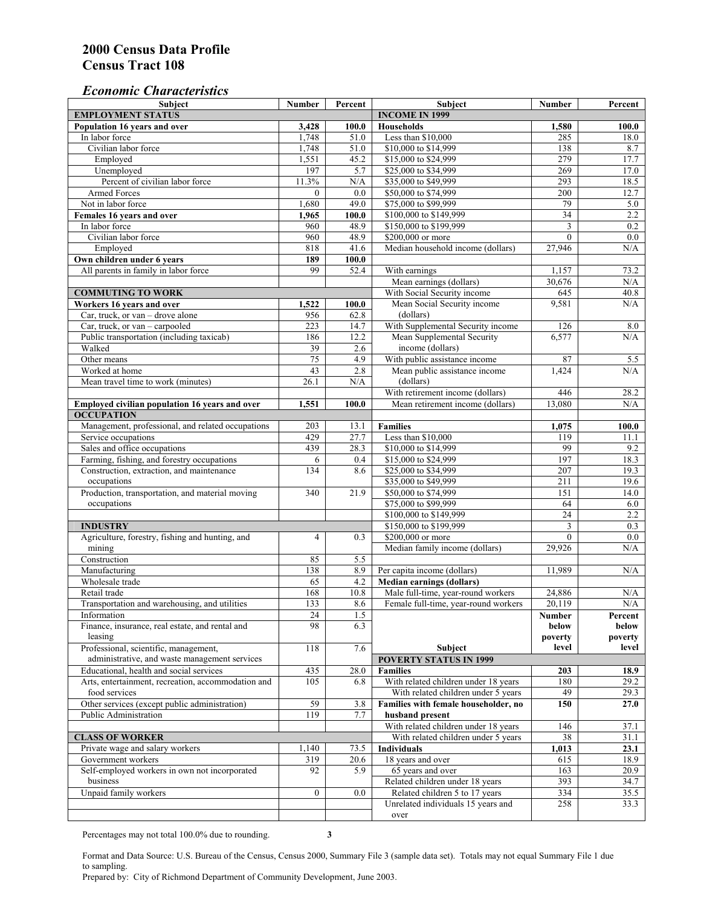# 2000 Census Data Profile
# Census Tract 108

## *Economic Characteristics*

| Subject | Number | Percent |
|---|---|---|
| **EMPLOYMENT STATUS** | | |
| **Population 16 years and over** | **3,428** | **100.0** |
| In labor force | 1,748 | 51.0 |
| Civilian labor force | 1,748 | 51.0 |
| Employed | 1,551 | 45.2 |
| Unemployed | 197 | 5.7 |
| Percent of civilian labor force | 11.3% | N/A |
| Armed Forces | 0 | 0.0 |
| Not in labor force | 1,680 | 49.0 |
| **Females 16 years and over** | **1,965** | **100.0** |
| In labor force | 960 | 48.9 |
| Civilian labor force | 960 | 48.9 |
| Employed | 818 | 41.6 |
| **Own children under 6 years** | **189** | **100.0** |
| All parents in family in labor force | 99 | 52.4 |
| **COMMUTING TO WORK** | | |
| **Workers 16 years and over** | **1,522** | **100.0** |
| Car, truck, or van – drove alone | 956 | 62.8 |
| Car, truck, or van – carpooled | 223 | 14.7 |
| Public transportation (including taxicab) | 186 | 12.2 |
| Walked | 39 | 2.6 |
| Other means | 75 | 4.9 |
| Worked at home | 43 | 2.8 |
| Mean travel time to work (minutes) | 26.1 | N/A |
| **Employed civilian population 16 years and over** | **1,551** | **100.0** |
| **OCCUPATION** | | |
| Management, professional, and related occupations | 203 | 13.1 |
| Service occupations | 429 | 27.7 |
| Sales and office occupations | 439 | 28.3 |
| Farming, fishing, and forestry occupations | 6 | 0.4 |
| Construction, extraction, and maintenance occupations | 134 | 8.6 |
| Production, transportation, and material moving occupations | 340 | 21.9 |
| **INDUSTRY** | | |
| Agriculture, forestry, fishing and hunting, and mining | 4 | 0.3 |
| Construction | 85 | 5.5 |
| Manufacturing | 138 | 8.9 |
| Wholesale trade | 65 | 4.2 |
| Retail trade | 168 | 10.8 |
| Transportation and warehousing, and utilities | 133 | 8.6 |
| Information | 24 | 1.5 |
| Finance, insurance, real estate, and rental and leasing | 98 | 6.3 |
| Professional, scientific, management, administrative, and waste management services | 118 | 7.6 |
| Educational, health and social services | 435 | 28.0 |
| Arts, entertainment, recreation, accommodation and food services | 105 | 6.8 |
| Other services (except public administration) | 59 | 3.8 |
| Public Administration | 119 | 7.7 |
| **CLASS OF WORKER** | | |
| Private wage and salary workers | 1,140 | 73.5 |
| Government workers | 319 | 20.6 |
| Self-employed workers in own not incorporated business | 92 | 5.9 |
| Unpaid family workers | 0 | 0.0 |

| Subject | Number | Percent |
|---|---|---|
| **INCOME IN 1999** | | |
| **Households** | **1,580** | **100.0** |
| Less than $10,000 | 285 | 18.0 |
| $10,000 to $14,999 | 138 | 8.7 |
| $15,000 to $24,999 | 279 | 17.7 |
| $25,000 to $34,999 | 269 | 17.0 |
| $35,000 to $49,999 | 293 | 18.5 |
| $50,000 to $74,999 | 200 | 12.7 |
| $75,000 to $99,999 | 79 | 5.0 |
| $100,000 to $149,999 | 34 | 2.2 |
| $150,000 to $199,999 | 3 | 0.2 |
| $200,000 or more | 0 | 0.0 |
| Median household income (dollars) | 27,946 | N/A |
| With earnings | 1,157 | 73.2 |
| Mean earnings (dollars) | 30,676 | N/A |
| With Social Security income | 645 | 40.8 |
| Mean Social Security income (dollars) | 9,581 | N/A |
| With Supplemental Security income | 126 | 8.0 |
| Mean Supplemental Security income (dollars) | 6,577 | N/A |
| With public assistance income | 87 | 5.5 |
| Mean public assistance income (dollars) | 1,424 | N/A |
| With retirement income (dollars) | 446 | 28.2 |
| Mean retirement income (dollars) | 13,080 | N/A |
| **Families** | **1,075** | **100.0** |
| Less than $10,000 | 119 | 11.1 |
| $10,000 to $14,999 | 99 | 9.2 |
| $15,000 to $24,999 | 197 | 18.3 |
| $25,000 to $34,999 | 207 | 19.3 |
| $35,000 to $49,999 | 211 | 19.6 |
| $50,000 to $74,999 | 151 | 14.0 |
| $75,000 to $99,999 | 64 | 6.0 |
| $100,000 to $149,999 | 24 | 2.2 |
| $150,000 to $199,999 | 3 | 0.3 |
| $200,000 or more | 0 | 0.0 |
| Median family income (dollars) | 29,926 | N/A |
| Per capita income (dollars) | 11,989 | N/A |
| **Median earnings (dollars)** | | |
| Male full-time, year-round workers | 24,886 | N/A |
| Female full-time, year-round workers | 20,119 | N/A |

| Subject | Number below poverty level | Percent below poverty level |
|---|---|---|
| **POVERTY STATUS IN 1999** | | |
| **Families** | **203** | **18.9** |
| With related children under 18 years | 180 | 29.2 |
| With related children under 5 years | 49 | 29.3 |
| **Families with female householder, no husband present** | **150** | **27.0** |
| With related children under 18 years | 146 | 37.1 |
| With related children under 5 years | 38 | 31.1 |
| **Individuals** | **1,013** | **23.1** |
| 18 years and over | 615 | 18.9 |
| 65 years and over | 163 | 20.9 |
| Related children under 18 years | 393 | 34.7 |
| Related children 5 to 17 years | 334 | 35.5 |
| Unrelated individuals 15 years and over | 258 | 33.3 |

Percentages may not total 100.0% due to rounding.

Format and Data Source: U.S. Bureau of the Census, Census 2000, Summary File 3 (sample data set). Totals may not equal Summary File 1 due to sampling.
Prepared by: City of Richmond Department of Community Development, June 2003.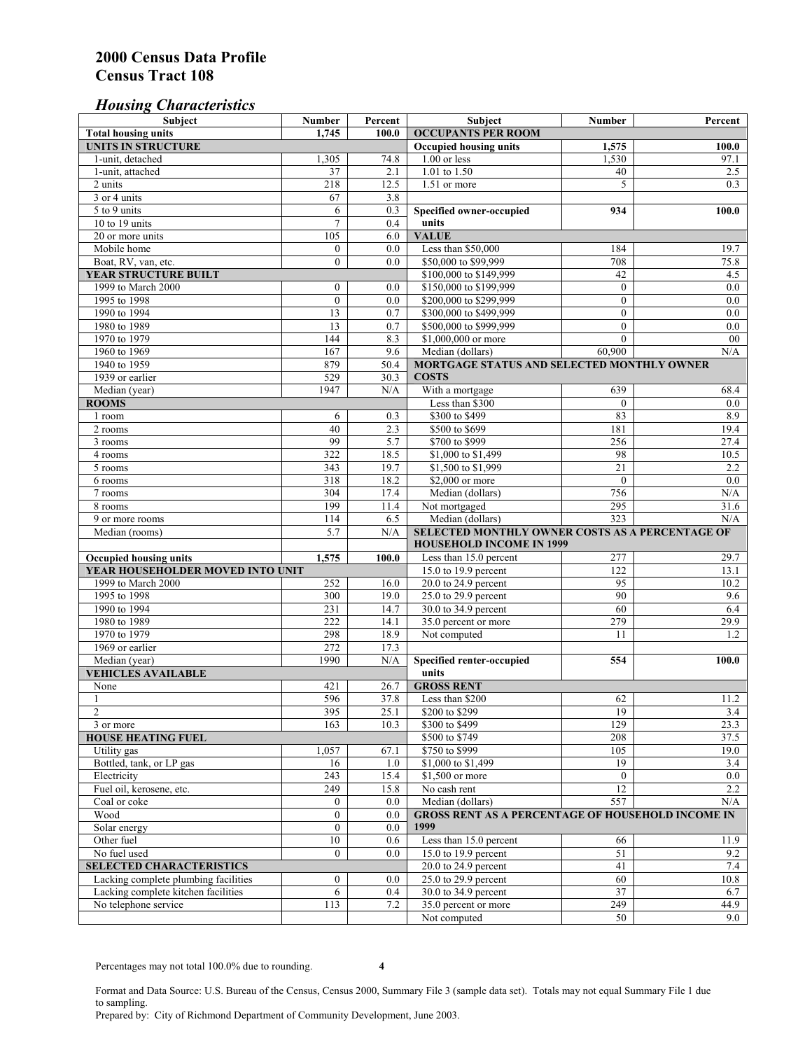# 2000 Census Data Profile
# Census Tract 108

## *Housing Characteristics*

| Subject | Number | Percent | Subject | Number | Percent |
|---|---|---|---|---|---|
| **Total housing units** | **1,745** | **100.0** | **OCCUPANTS PER ROOM** | | |
| **UNITS IN STRUCTURE** | | | **Occupied housing units** | **1,575** | **100.0** |
| 1-unit, detached | 1,305 | 74.8 | 1.00 or less | 1,530 | 97.1 |
| 1-unit, attached | 37 | 2.1 | 1.01 to 1.50 | 40 | 2.5 |
| 2 units | 218 | 12.5 | 1.51 or more | 5 | 0.3 |
| 3 or 4 units | 67 | 3.8 | | | |
| 5 to 9 units | 6 | 0.3 | **Specified owner-occupied units** | **934** | **100.0** |
| 10 to 19 units | 7 | 0.4 | | | |
| 20 or more units | 105 | 6.0 | **VALUE** | | |
| Mobile home | 0 | 0.0 | Less than $50,000 | 184 | 19.7 |
| Boat, RV, van, etc. | 0 | 0.0 | $50,000 to $99,999 | 708 | 75.8 |
| **YEAR STRUCTURE BUILT** | | | $100,000 to $149,999 | 42 | 4.5 |
| 1999 to March 2000 | 0 | 0.0 | $150,000 to $199,999 | 0 | 0.0 |
| 1995 to 1998 | 0 | 0.0 | $200,000 to $299,999 | 0 | 0.0 |
| 1990 to 1994 | 13 | 0.7 | $300,000 to $499,999 | 0 | 0.0 |
| 1980 to 1989 | 13 | 0.7 | $500,000 to $999,999 | 0 | 0.0 |
| 1970 to 1979 | 144 | 8.3 | $1,000,000 or more | 0 | 00 |
| 1960 to 1969 | 167 | 9.6 | Median (dollars) | 60,900 | N/A |
| 1940 to 1959 | 879 | 50.4 | **MORTGAGE STATUS AND SELECTED MONTHLY OWNER COSTS** | | |
| 1939 or earlier | 529 | 30.3 | | | |
| Median (year) | 1947 | N/A | With a mortgage | 639 | 68.4 |
| **ROOMS** | | | Less than $300 | 0 | 0.0 |
| 1 room | 6 | 0.3 | $300 to $499 | 83 | 8.9 |
| 2 rooms | 40 | 2.3 | $500 to $699 | 181 | 19.4 |
| 3 rooms | 99 | 5.7 | $700 to $999 | 256 | 27.4 |
| 4 rooms | 322 | 18.5 | $1,000 to $1,499 | 98 | 10.5 |
| 5 rooms | 343 | 19.7 | $1,500 to $1,999 | 21 | 2.2 |
| 6 rooms | 318 | 18.2 | $2,000 or more | 0 | 0.0 |
| 7 rooms | 304 | 17.4 | Median (dollars) | 756 | N/A |
| 8 rooms | 199 | 11.4 | Not mortgaged | 295 | 31.6 |
| 9 or more rooms | 114 | 6.5 | Median (dollars) | 323 | N/A |
| Median (rooms) | 5.7 | N/A | **SELECTED MONTHLY OWNER COSTS AS A PERCENTAGE OF HOUSEHOLD INCOME IN 1999** | | |
| | | | | | |
| **Occupied housing units** | **1,575** | **100.0** | Less than 15.0 percent | 277 | 29.7 |
| **YEAR HOUSEHOLDER MOVED INTO UNIT** | | | 15.0 to 19.9 percent | 122 | 13.1 |
| 1999 to March 2000 | 252 | 16.0 | 20.0 to 24.9 percent | 95 | 10.2 |
| 1995 to 1998 | 300 | 19.0 | 25.0 to 29.9 percent | 90 | 9.6 |
| 1990 to 1994 | 231 | 14.7 | 30.0 to 34.9 percent | 60 | 6.4 |
| 1980 to 1989 | 222 | 14.1 | 35.0 percent or more | 279 | 29.9 |
| 1970 to 1979 | 298 | 18.9 | Not computed | 11 | 1.2 |
| 1969 or earlier | 272 | 17.3 | | | |
| Median (year) | 1990 | N/A | **Specified renter-occupied units** | **554** | **100.0** |
| **VEHICLES AVAILABLE** | | | | | |
| None | 421 | 26.7 | **GROSS RENT** | | |
| 1 | 596 | 37.8 | Less than $200 | 62 | 11.2 |
| 2 | 395 | 25.1 | $200 to $299 | 19 | 3.4 |
| 3 or more | 163 | 10.3 | $300 to $499 | 129 | 23.3 |
| **HOUSE HEATING FUEL** | | | $500 to $749 | 208 | 37.5 |
| Utility gas | 1,057 | 67.1 | $750 to $999 | 105 | 19.0 |
| Bottled, tank, or LP gas | 16 | 1.0 | $1,000 to $1,499 | 19 | 3.4 |
| Electricity | 243 | 15.4 | $1,500 or more | 0 | 0.0 |
| Fuel oil, kerosene, etc. | 249 | 15.8 | No cash rent | 12 | 2.2 |
| Coal or coke | 0 | 0.0 | Median (dollars) | 557 | N/A |
| Wood | 0 | 0.0 | **GROSS RENT AS A PERCENTAGE OF HOUSEHOLD INCOME IN 1999** | | |
| Solar energy | 0 | 0.0 | | | |
| Other fuel | 10 | 0.6 | Less than 15.0 percent | 66 | 11.9 |
| No fuel used | 0 | 0.0 | 15.0 to 19.9 percent | 51 | 9.2 |
| **SELECTED CHARACTERISTICS** | | | 20.0 to 24.9 percent | 41 | 7.4 |
| Lacking complete plumbing facilities | 0 | 0.0 | 25.0 to 29.9 percent | 60 | 10.8 |
| Lacking complete kitchen facilities | 6 | 0.4 | 30.0 to 34.9 percent | 37 | 6.7 |
| No telephone service | 113 | 7.2 | 35.0 percent or more | 249 | 44.9 |
| | | | Not computed | 50 | 9.0 |

Percentages may not total 100.0% due to rounding.

Format and Data Source: U.S. Bureau of the Census, Census 2000, Summary File 3 (sample data set). Totals may not equal Summary File 1 due to sampling.
Prepared by: City of Richmond Department of Community Development, June 2003.